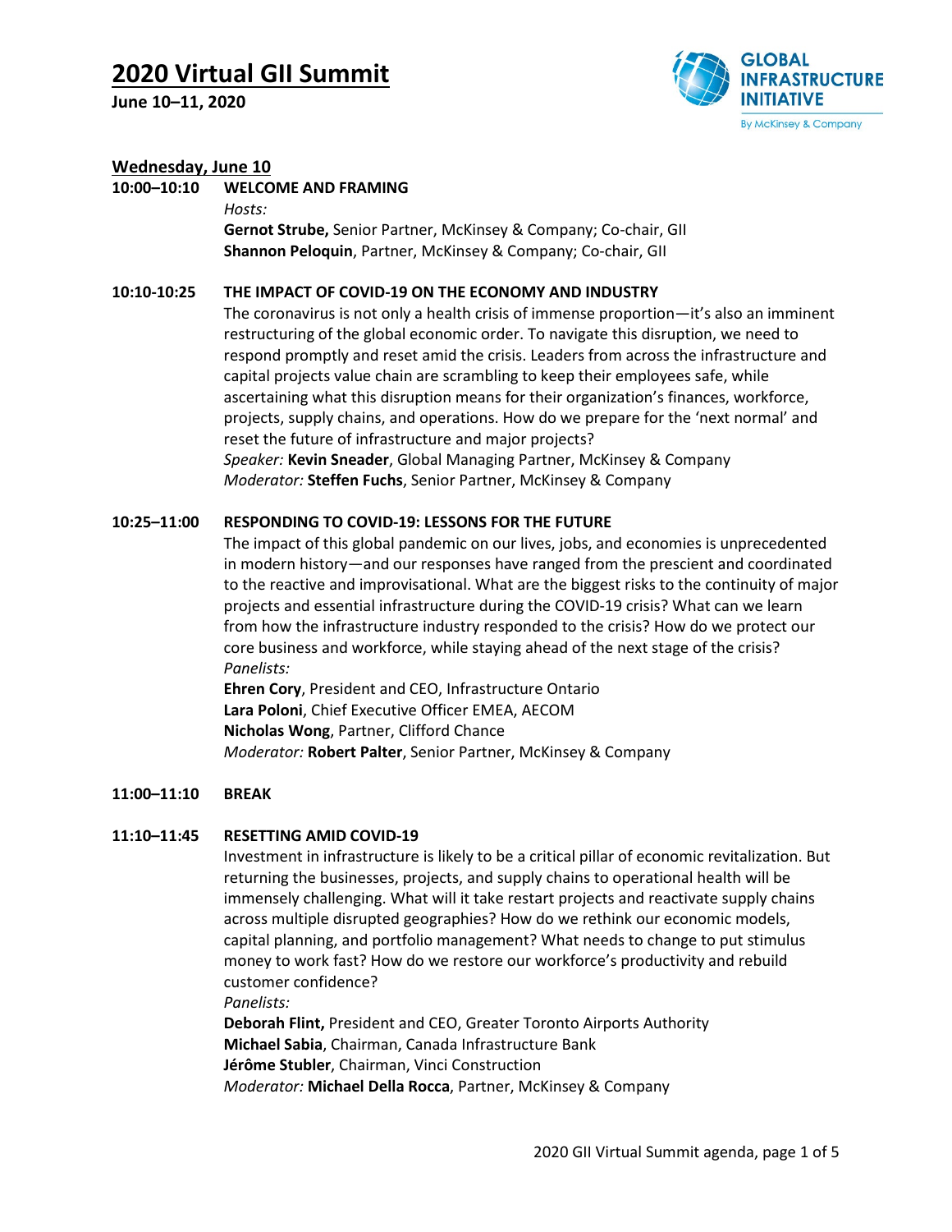# 2020 Virtual GII Summit

**June 10–11, 2020**

GLOBAL INFRASTRUCTURE INITIATIVE
By McKinsey & Company

## Wednesday, June 10

**10:00–10:10 WELCOME AND FRAMING**

*Hosts:*
**Gernot Strube,** Senior Partner, McKinsey & Company; Co-chair, GII
**Shannon Peloquin**, Partner, McKinsey & Company; Co-chair, GII

**10:10-10:25 THE IMPACT OF COVID-19 ON THE ECONOMY AND INDUSTRY**

The coronavirus is not only a health crisis of immense proportion—it's also an imminent restructuring of the global economic order. To navigate this disruption, we need to respond promptly and reset amid the crisis. Leaders from across the infrastructure and capital projects value chain are scrambling to keep their employees safe, while ascertaining what this disruption means for their organization's finances, workforce, projects, supply chains, and operations. How do we prepare for the 'next normal' and reset the future of infrastructure and major projects?

*Speaker:* **Kevin Sneader**, Global Managing Partner, McKinsey & Company
*Moderator:* **Steffen Fuchs**, Senior Partner, McKinsey & Company

**10:25–11:00 RESPONDING TO COVID-19: LESSONS FOR THE FUTURE**

The impact of this global pandemic on our lives, jobs, and economies is unprecedented in modern history—and our responses have ranged from the prescient and coordinated to the reactive and improvisational. What are the biggest risks to the continuity of major projects and essential infrastructure during the COVID-19 crisis? What can we learn from how the infrastructure industry responded to the crisis? How do we protect our core business and workforce, while staying ahead of the next stage of the crisis?

*Panelists:*
**Ehren Cory**, President and CEO, Infrastructure Ontario
**Lara Poloni**, Chief Executive Officer EMEA, AECOM
**Nicholas Wong**, Partner, Clifford Chance
*Moderator:* **Robert Palter**, Senior Partner, McKinsey & Company

**11:00–11:10 BREAK**

**11:10–11:45 RESETTING AMID COVID-19**

Investment in infrastructure is likely to be a critical pillar of economic revitalization. But returning the businesses, projects, and supply chains to operational health will be immensely challenging. What will it take restart projects and reactivate supply chains across multiple disrupted geographies? How do we rethink our economic models, capital planning, and portfolio management? What needs to change to put stimulus money to work fast? How do we restore our workforce's productivity and rebuild customer confidence?

*Panelists:*
**Deborah Flint,** President and CEO, Greater Toronto Airports Authority
**Michael Sabia**, Chairman, Canada Infrastructure Bank
**Jérôme Stubler**, Chairman, Vinci Construction
*Moderator:* **Michael Della Rocca**, Partner, McKinsey & Company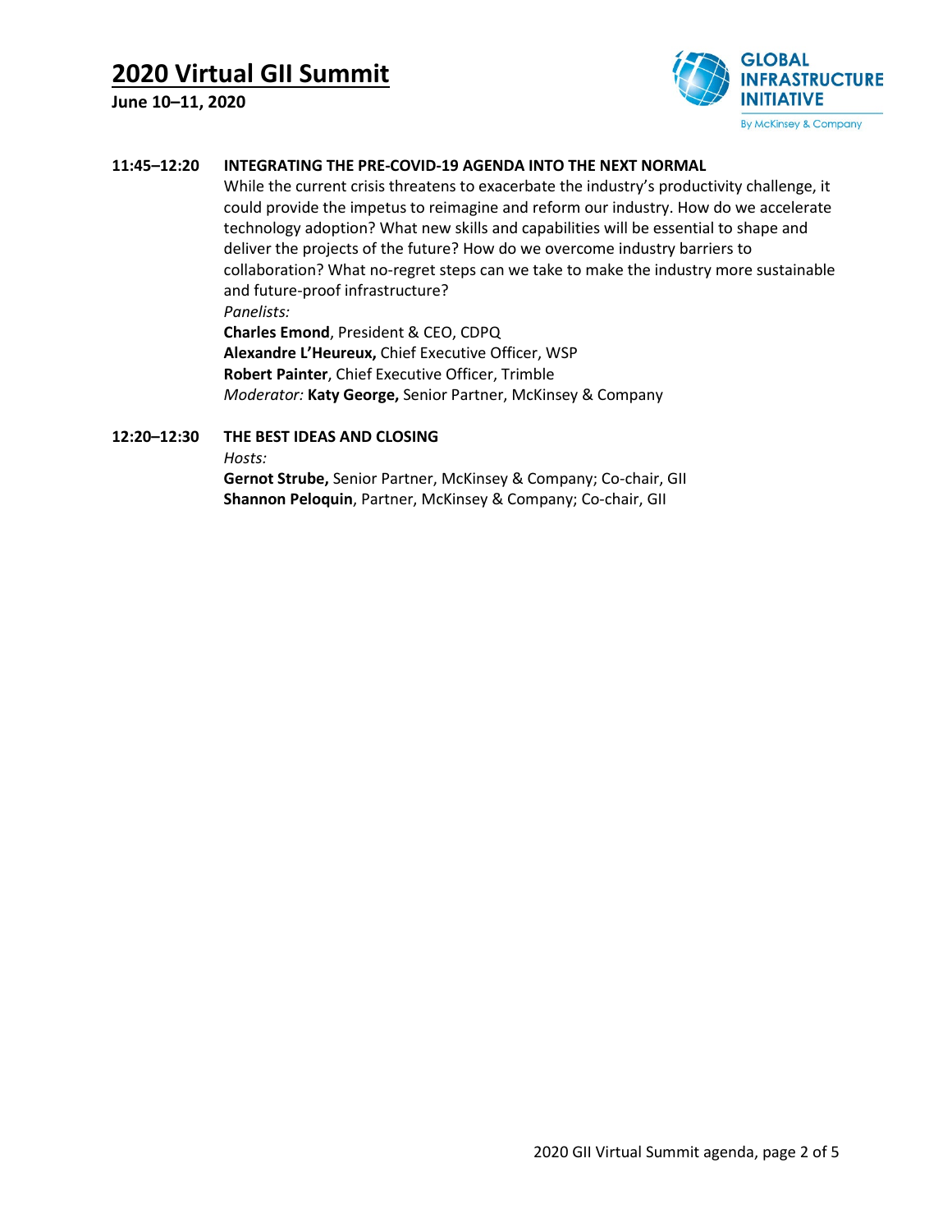**11:45–12:20 INTEGRATING THE PRE-COVID-19 AGENDA INTO THE NEXT NORMAL**

While the current crisis threatens to exacerbate the industry's productivity challenge, it could provide the impetus to reimagine and reform our industry. How do we accelerate technology adoption? What new skills and capabilities will be essential to shape and deliver the projects of the future? How do we overcome industry barriers to collaboration? What no-regret steps can we take to make the industry more sustainable and future-proof infrastructure?

*Panelists:*
**Charles Emond**, President & CEO, CDPQ
**Alexandre L'Heureux,** Chief Executive Officer, WSP
**Robert Painter**, Chief Executive Officer, Trimble
*Moderator:* **Katy George,** Senior Partner, McKinsey & Company

**12:20–12:30 THE BEST IDEAS AND CLOSING**

*Hosts:*
**Gernot Strube,** Senior Partner, McKinsey & Company; Co-chair, GII
**Shannon Peloquin**, Partner, McKinsey & Company; Co-chair, GII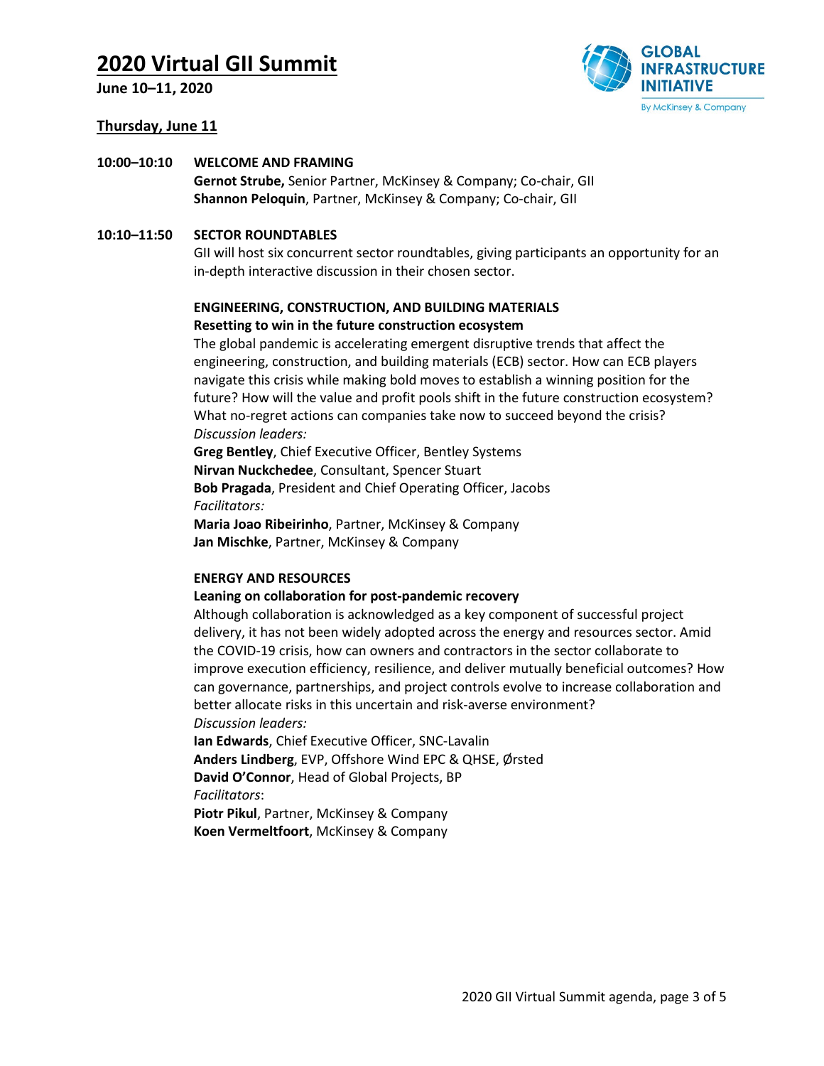# 2020 Virtual GII Summit

**June 10–11, 2020**

## Thursday, June 11

**10:00–10:10 WELCOME AND FRAMING**

**Gernot Strube,** Senior Partner, McKinsey & Company; Co-chair, GII
**Shannon Peloquin**, Partner, McKinsey & Company; Co-chair, GII

**10:10–11:50 SECTOR ROUNDTABLES**

GII will host six concurrent sector roundtables, giving participants an opportunity for an in-depth interactive discussion in their chosen sector.

**ENGINEERING, CONSTRUCTION, AND BUILDING MATERIALS**
**Resetting to win in the future construction ecosystem**

The global pandemic is accelerating emergent disruptive trends that affect the engineering, construction, and building materials (ECB) sector. How can ECB players navigate this crisis while making bold moves to establish a winning position for the future? How will the value and profit pools shift in the future construction ecosystem? What no-regret actions can companies take now to succeed beyond the crisis?

*Discussion leaders:*
**Greg Bentley**, Chief Executive Officer, Bentley Systems
**Nirvan Nuckchedee**, Consultant, Spencer Stuart
**Bob Pragada**, President and Chief Operating Officer, Jacobs

*Facilitators:*
**Maria Joao Ribeirinho**, Partner, McKinsey & Company
**Jan Mischke**, Partner, McKinsey & Company

**ENERGY AND RESOURCES**
**Leaning on collaboration for post-pandemic recovery**

Although collaboration is acknowledged as a key component of successful project delivery, it has not been widely adopted across the energy and resources sector. Amid the COVID-19 crisis, how can owners and contractors in the sector collaborate to improve execution efficiency, resilience, and deliver mutually beneficial outcomes? How can governance, partnerships, and project controls evolve to increase collaboration and better allocate risks in this uncertain and risk-averse environment?

*Discussion leaders:*
**Ian Edwards**, Chief Executive Officer, SNC-Lavalin
**Anders Lindberg**, EVP, Offshore Wind EPC & QHSE, Ørsted
**David O'Connor**, Head of Global Projects, BP

*Facilitators*:
**Piotr Pikul**, Partner, McKinsey & Company
**Koen Vermeltfoort**, McKinsey & Company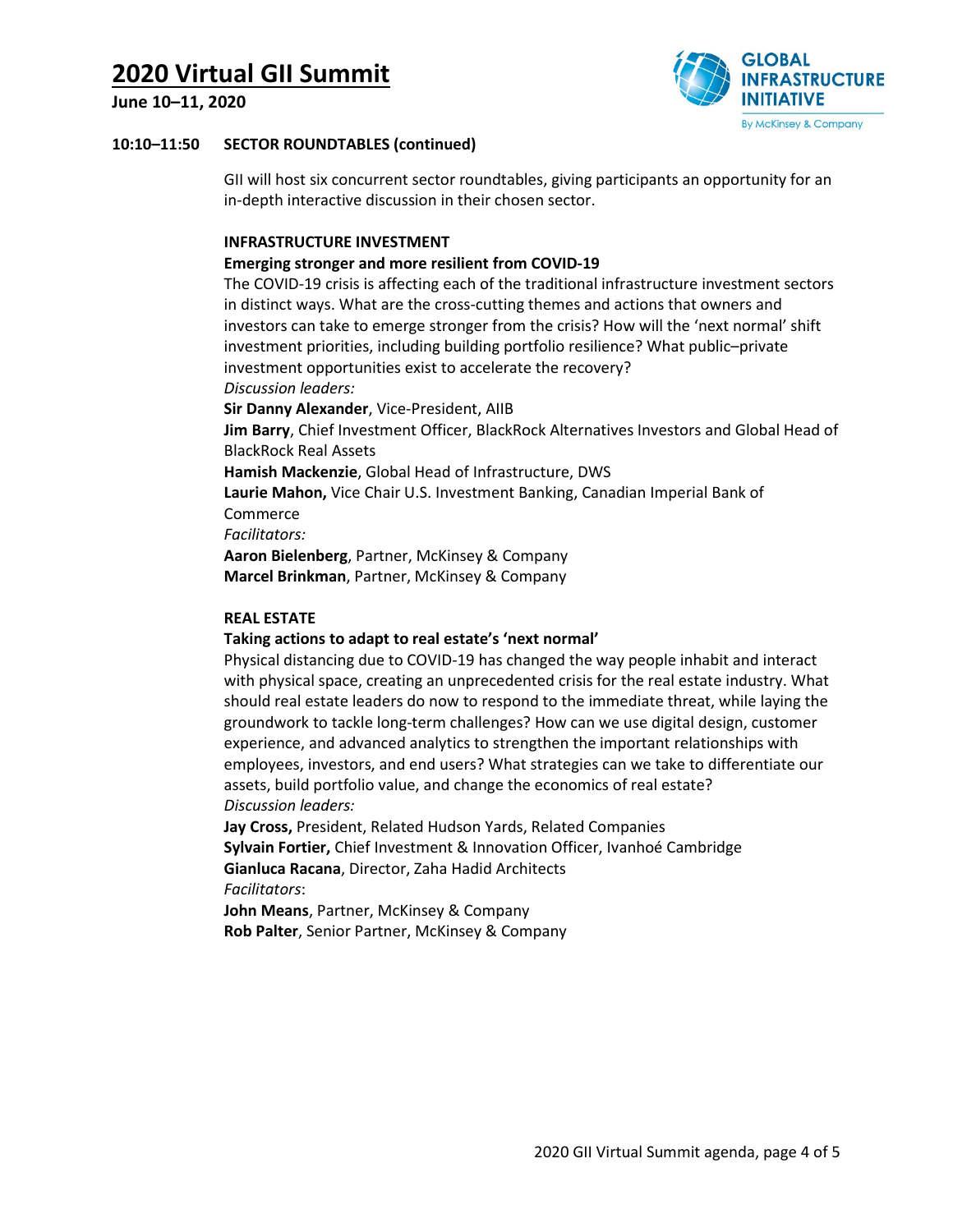# 2020 Virtual GII Summit

**June 10–11, 2020**

**10:10–11:50 SECTOR ROUNDTABLES (continued)**

GII will host six concurrent sector roundtables, giving participants an opportunity for an in-depth interactive discussion in their chosen sector.

**INFRASTRUCTURE INVESTMENT**

**Emerging stronger and more resilient from COVID-19**

The COVID-19 crisis is affecting each of the traditional infrastructure investment sectors in distinct ways. What are the cross-cutting themes and actions that owners and investors can take to emerge stronger from the crisis? How will the 'next normal' shift investment priorities, including building portfolio resilience? What public–private investment opportunities exist to accelerate the recovery?

*Discussion leaders:*

**Sir Danny Alexander**, Vice-President, AIIB

**Jim Barry**, Chief Investment Officer, BlackRock Alternatives Investors and Global Head of BlackRock Real Assets

**Hamish Mackenzie**, Global Head of Infrastructure, DWS

**Laurie Mahon,** Vice Chair U.S. Investment Banking, Canadian Imperial Bank of Commerce

*Facilitators:*

**Aaron Bielenberg**, Partner, McKinsey & Company

**Marcel Brinkman**, Partner, McKinsey & Company

**REAL ESTATE**

**Taking actions to adapt to real estate's 'next normal'**

Physical distancing due to COVID-19 has changed the way people inhabit and interact with physical space, creating an unprecedented crisis for the real estate industry. What should real estate leaders do now to respond to the immediate threat, while laying the groundwork to tackle long-term challenges? How can we use digital design, customer experience, and advanced analytics to strengthen the important relationships with employees, investors, and end users? What strategies can we take to differentiate our assets, build portfolio value, and change the economics of real estate?

*Discussion leaders:*

**Jay Cross,** President, Related Hudson Yards, Related Companies

**Sylvain Fortier,** Chief Investment & Innovation Officer, Ivanhoé Cambridge

**Gianluca Racana**, Director, Zaha Hadid Architects

*Facilitators*:

**John Means**, Partner, McKinsey & Company

**Rob Palter**, Senior Partner, McKinsey & Company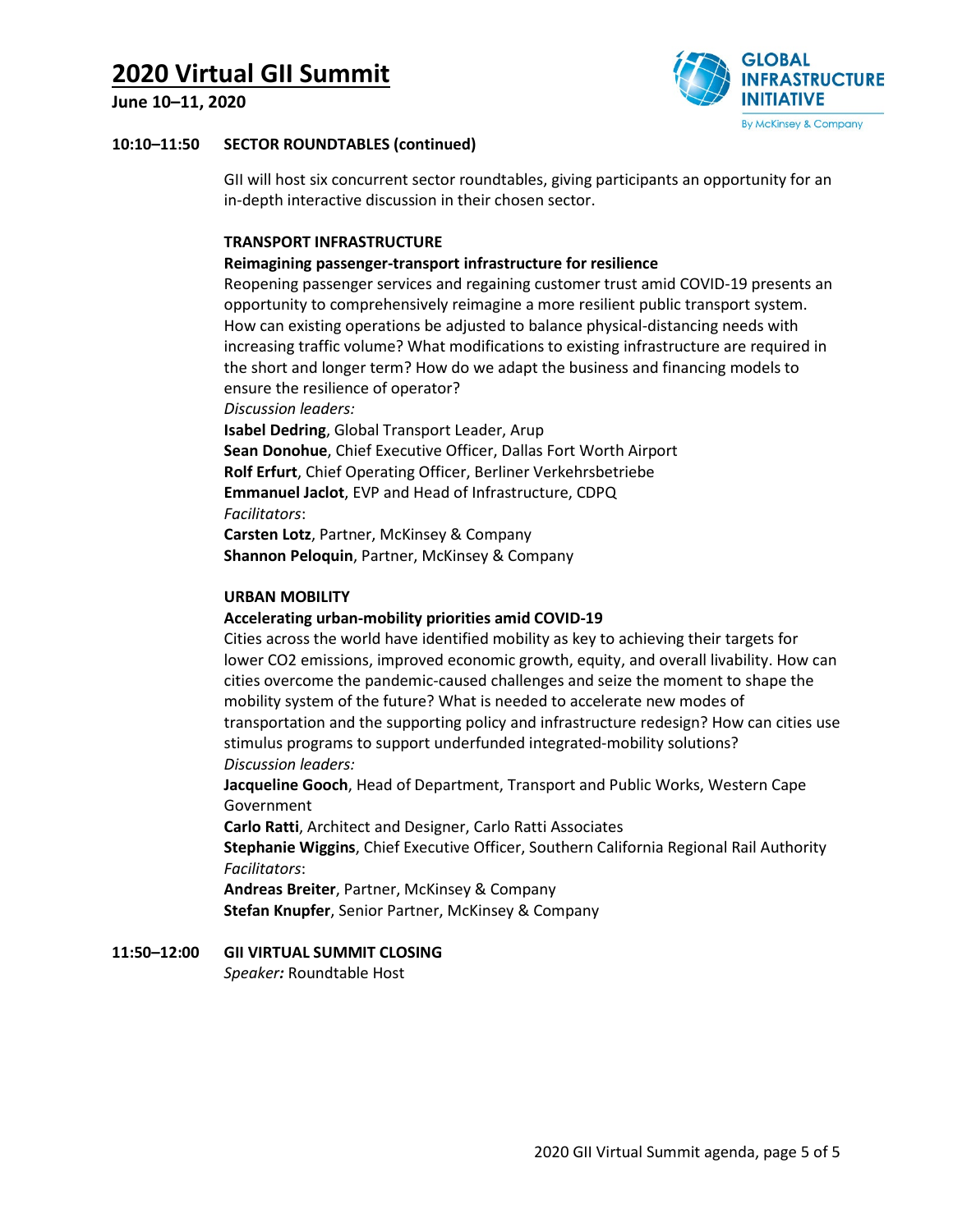# 2020 Virtual GII Summit

**June 10–11, 2020**

**10:10–11:50 SECTOR ROUNDTABLES (continued)**

GII will host six concurrent sector roundtables, giving participants an opportunity for an in-depth interactive discussion in their chosen sector.

**TRANSPORT INFRASTRUCTURE**

**Reimagining passenger-transport infrastructure for resilience**

Reopening passenger services and regaining customer trust amid COVID-19 presents an opportunity to comprehensively reimagine a more resilient public transport system. How can existing operations be adjusted to balance physical-distancing needs with increasing traffic volume? What modifications to existing infrastructure are required in the short and longer term? How do we adapt the business and financing models to ensure the resilience of operator?

*Discussion leaders:*

**Isabel Dedring**, Global Transport Leader, Arup
**Sean Donohue**, Chief Executive Officer, Dallas Fort Worth Airport
**Rolf Erfurt**, Chief Operating Officer, Berliner Verkehrsbetriebe
**Emmanuel Jaclot**, EVP and Head of Infrastructure, CDPQ

*Facilitators*:

**Carsten Lotz**, Partner, McKinsey & Company
**Shannon Peloquin**, Partner, McKinsey & Company

**URBAN MOBILITY**

**Accelerating urban-mobility priorities amid COVID-19**

Cities across the world have identified mobility as key to achieving their targets for lower $CO_2$ emissions, improved economic growth, equity, and overall livability. How can cities overcome the pandemic-caused challenges and seize the moment to shape the mobility system of the future? What is needed to accelerate new modes of transportation and the supporting policy and infrastructure redesign? How can cities use stimulus programs to support underfunded integrated-mobility solutions?

*Discussion leaders:*

**Jacqueline Gooch**, Head of Department, Transport and Public Works, Western Cape Government
**Carlo Ratti**, Architect and Designer, Carlo Ratti Associates
**Stephanie Wiggins**, Chief Executive Officer, Southern California Regional Rail Authority

*Facilitators*:

**Andreas Breiter**, Partner, McKinsey & Company
**Stefan Knupfer**, Senior Partner, McKinsey & Company

**11:50–12:00 GII VIRTUAL SUMMIT CLOSING**

***Speaker:*** Roundtable Host